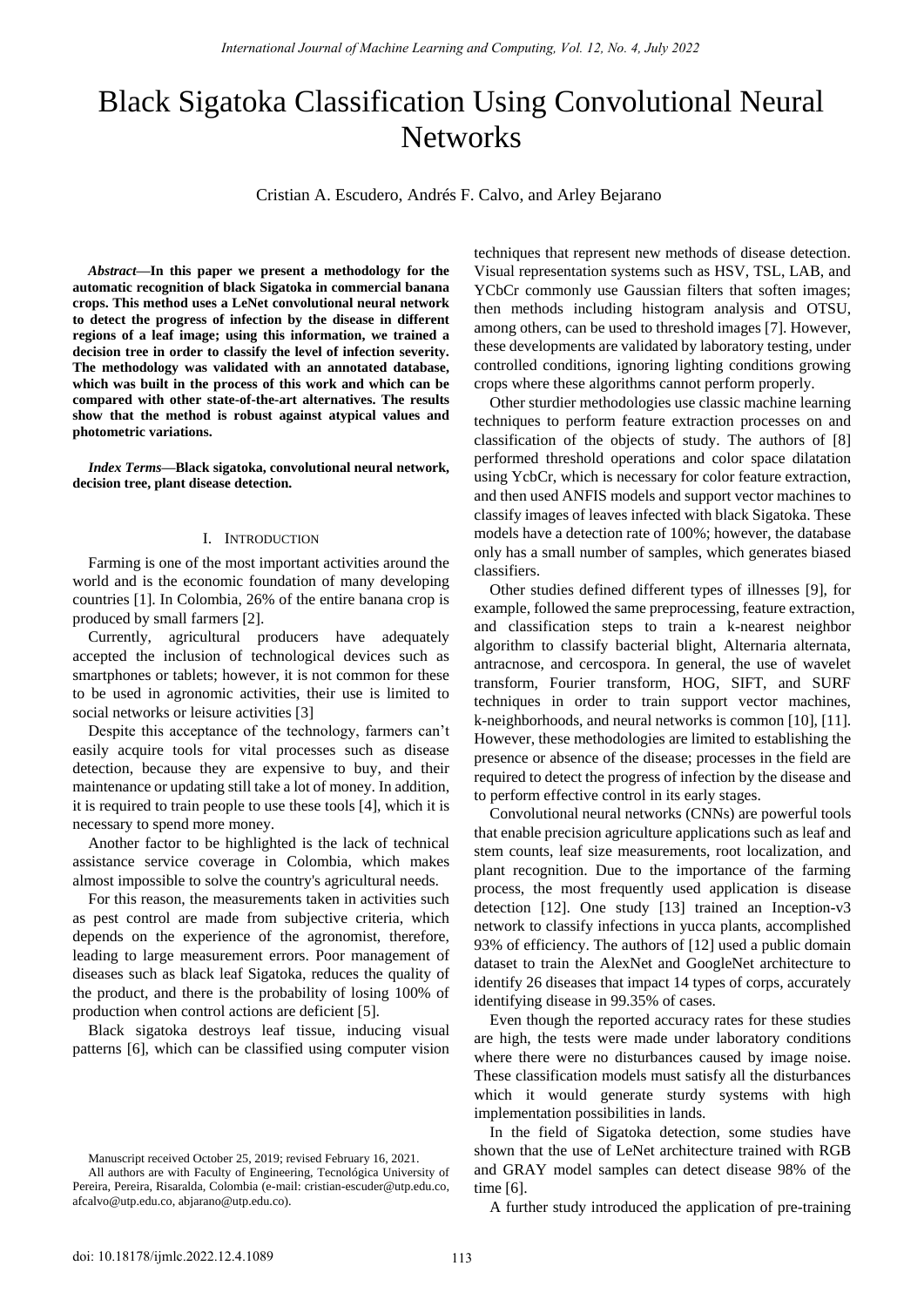# Black Sigatoka Classification Using Convolutional Neural Networks

Cristian A. Escudero, Andrés F. Calvo, and Arley Bejarano

***Abstract*—In this paper we present a methodology for the automatic recognition of black Sigatoka in commercial banana crops. This method uses a LeNet convolutional neural network to detect the progress of infection by the disease in different regions of a leaf image; using this information, we trained a decision tree in order to classify the level of infection severity. The methodology was validated with an annotated database, which was built in the process of this work and which can be compared with other state-of-the-art alternatives. The results show that the method is robust against atypical values and photometric variations.**

***Index Terms*—Black sigatoka, convolutional neural network, decision tree, plant disease detection.**

## I. Introduction

Farming is one of the most important activities around the world and is the economic foundation of many developing countries [1]. In Colombia, 26% of the entire banana crop is produced by small farmers [2].

Currently, agricultural producers have adequately accepted the inclusion of technological devices such as smartphones or tablets; however, it is not common for these to be used in agronomic activities, their use is limited to social networks or leisure activities [3]

Despite this acceptance of the technology, farmers can't easily acquire tools for vital processes such as disease detection, because they are expensive to buy, and their maintenance or updating still take a lot of money. In addition, it is required to train people to use these tools [4], which it is necessary to spend more money.

Another factor to be highlighted is the lack of technical assistance service coverage in Colombia, which makes almost impossible to solve the country's agricultural needs.

For this reason, the measurements taken in activities such as pest control are made from subjective criteria, which depends on the experience of the agronomist, therefore, leading to large measurement errors. Poor management of diseases such as black leaf Sigatoka, reduces the quality of the product, and there is the probability of losing 100% of production when control actions are deficient [5].

Black sigatoka destroys leaf tissue, inducing visual patterns [6], which can be classified using computer vision techniques that represent new methods of disease detection. Visual representation systems such as HSV, TSL, LAB, and YCbCr commonly use Gaussian filters that soften images; then methods including histogram analysis and OTSU, among others, can be used to threshold images [7]. However, these developments are validated by laboratory testing, under controlled conditions, ignoring lighting conditions growing crops where these algorithms cannot perform properly.

Other sturdier methodologies use classic machine learning techniques to perform feature extraction processes on and classification of the objects of study. The authors of [8] performed threshold operations and color space dilatation using YcbCr, which is necessary for color feature extraction, and then used ANFIS models and support vector machines to classify images of leaves infected with black Sigatoka. These models have a detection rate of 100%; however, the database only has a small number of samples, which generates biased classifiers.

Other studies defined different types of illnesses [9], for example, followed the same preprocessing, feature extraction, and classification steps to train a k-nearest neighbor algorithm to classify bacterial blight, Alternaria alternata, antracnose, and cercospora. In general, the use of wavelet transform, Fourier transform, HOG, SIFT, and SURF techniques in order to train support vector machines, k-neighborhoods, and neural networks is common [10], [11]. However, these methodologies are limited to establishing the presence or absence of the disease; processes in the field are required to detect the progress of infection by the disease and to perform effective control in its early stages.

Convolutional neural networks (CNNs) are powerful tools that enable precision agriculture applications such as leaf and stem counts, leaf size measurements, root localization, and plant recognition. Due to the importance of the farming process, the most frequently used application is disease detection [12]. One study [13] trained an Inception-v3 network to classify infections in yucca plants, accomplished 93% of efficiency. The authors of [12] used a public domain dataset to train the AlexNet and GoogleNet architecture to identify 26 diseases that impact 14 types of corps, accurately identifying disease in 99.35% of cases.

Even though the reported accuracy rates for these studies are high, the tests were made under laboratory conditions where there were no disturbances caused by image noise. These classification models must satisfy all the disturbances which it would generate sturdy systems with high implementation possibilities in lands.

In the field of Sigatoka detection, some studies have shown that the use of LeNet architecture trained with RGB and GRAY model samples can detect disease 98% of the time [6].

A further study introduced the application of pre-training

Manuscript received October 25, 2019; revised February 16, 2021.

All authors are with Faculty of Engineering, Tecnológica University of Pereira, Pereira, Risaralda, Colombia (e-mail: cristian-escuder@utp.edu.co, afcalvo@utp.edu.co, abjarano@utp.edu.co).

doi: 10.18178/ijmlc.2022.12.4.1089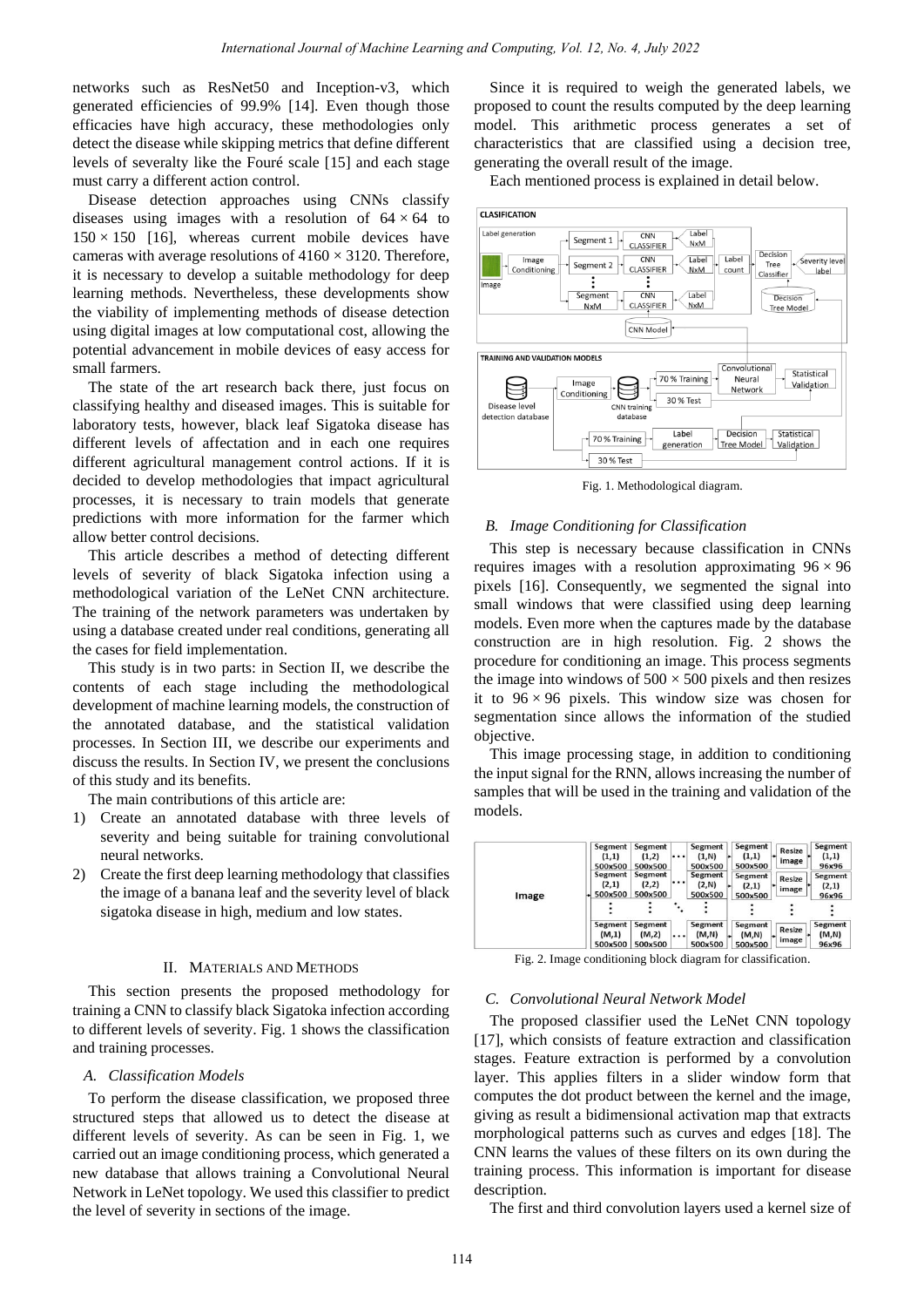networks such as ResNet50 and Inception-v3, which generated efficiencies of 99.9% [14]. Even though those efficacies have high accuracy, these methodologies only detect the disease while skipping metrics that define different levels of severalty like the Fouré scale [15] and each stage must carry a different action control.

Disease detection approaches using CNNs classify diseases using images with a resolution of $64 \times 64$ to $150 \times 150$ [16], whereas current mobile devices have cameras with average resolutions of $4160 \times 3120$. Therefore, it is necessary to develop a suitable methodology for deep learning methods. Nevertheless, these developments show the viability of implementing methods of disease detection using digital images at low computational cost, allowing the potential advancement in mobile devices of easy access for small farmers.

The state of the art research back there, just focus on classifying healthy and diseased images. This is suitable for laboratory tests, however, black leaf Sigatoka disease has different levels of affectation and in each one requires different agricultural management control actions. If it is decided to develop methodologies that impact agricultural processes, it is necessary to train models that generate predictions with more information for the farmer which allow better control decisions.

This article describes a method of detecting different levels of severity of black Sigatoka infection using a methodological variation of the LeNet CNN architecture. The training of the network parameters was undertaken by using a database created under real conditions, generating all the cases for field implementation.

This study is in two parts: in Section II, we describe the contents of each stage including the methodological development of machine learning models, the construction of the annotated database, and the statistical validation processes. In Section III, we describe our experiments and discuss the results. In Section IV, we present the conclusions of this study and its benefits.

The main contributions of this article are:

1) Create an annotated database with three levels of severity and being suitable for training convolutional neural networks.
2) Create the first deep learning methodology that classifies the image of a banana leaf and the severity level of black sigatoka disease in high, medium and low states.

## II. Materials and Methods

This section presents the proposed methodology for training a CNN to classify black Sigatoka infection according to different levels of severity. Fig. 1 shows the classification and training processes.

### A. Classification Models

To perform the disease classification, we proposed three structured steps that allowed us to detect the disease at different levels of severity. As can be seen in Fig. 1, we carried out an image conditioning process, which generated a new database that allows training a Convolutional Neural Network in LeNet topology. We used this classifier to predict the level of severity in sections of the image.

Since it is required to weigh the generated labels, we proposed to count the results computed by the deep learning model. This arithmetic process generates a set of characteristics that are classified using a decision tree, generating the overall result of the image.

Each mentioned process is explained in detail below.

CLASIFICATION
Label generation
Image
Image Conditioning
Segment 1
Segment 2
Segment NxM
CNN CLASSIFIER
Label NxM
Label count
Decision Tree Classifier
Severity level label
Decision Tree Model
CNN Model
TRAINING AND VALIDATION MODELS
Disease level detection database
Image Conditioning
CNN training database
70 % Training
30 % Test
Convolutional Neural Network
Statistical Validation
70 % Training
Label generation
Decision Tree Model
Statistical Validation
30 % Test

Fig. 1. Methodological diagram.

### B. Image Conditioning for Classification

This step is necessary because classification in CNNs requires images with a resolution approximating $96 \times 96$ pixels [16]. Consequently, we segmented the signal into small windows that were classified using deep learning models. Even more when the captures made by the database construction are in high resolution. Fig. 2 shows the procedure for conditioning an image. This process segments the image into windows of $500 \times 500$ pixels and then resizes it to $96 \times 96$ pixels. This window size was chosen for segmentation since allows the information of the studied objective.

This image processing stage, in addition to conditioning the input signal for the RNN, allows increasing the number of samples that will be used in the training and validation of the models.

Image
Segment (1,1) 500x500
Segment (1,2) 500x500
Segment (1,N) 500x500
Segment (2,1) 500x500
Segment (2,2) 500x500
Segment (2,N) 500x500
Segment (M,1) 500x500
Segment (M,2) 500x500
Segment (M,N) 500x500
Resize image
Segment (1,1) 96x96
Segment (2,1) 96x96
Segment (M,N) 96x96

Fig. 2. Image conditioning block diagram for classification.

### C. Convolutional Neural Network Model

The proposed classifier used the LeNet CNN topology [17], which consists of feature extraction and classification stages. Feature extraction is performed by a convolution layer. This applies filters in a slider window form that computes the dot product between the kernel and the image, giving as result a bidimensional activation map that extracts morphological patterns such as curves and edges [18]. The CNN learns the values of these filters on its own during the training process. This information is important for disease description.

The first and third convolution layers used a kernel size of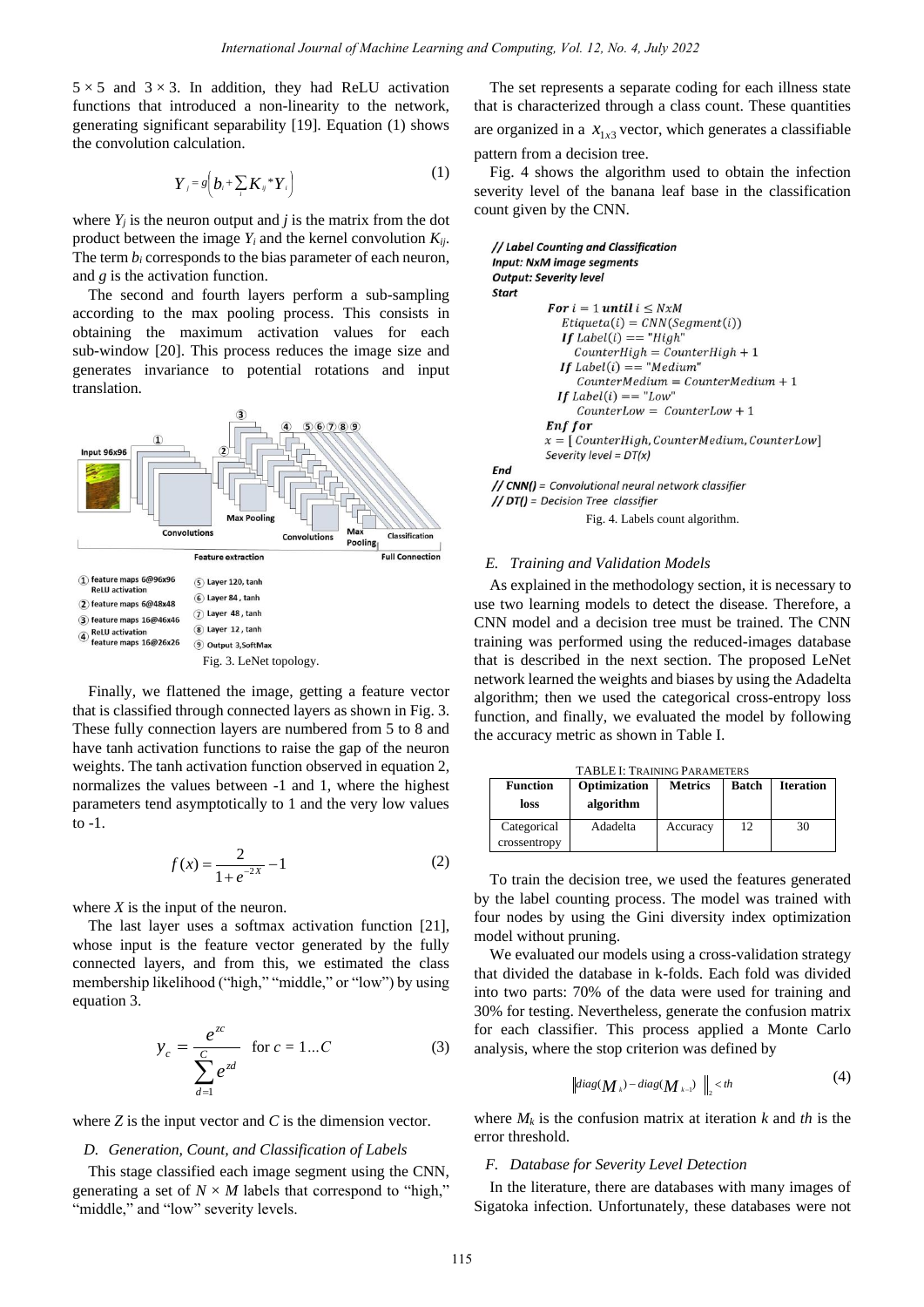$5 \times 5$ and $3 \times 3$. In addition, they had ReLU activation functions that introduced a non-linearity to the network, generating significant separability [19]. Equation (1) shows the convolution calculation.

$$Y_j = g\left(b_i + \sum_i K_{ij} * Y_i\right) \tag{1}$$

where $Y_j$ is the neuron output and $j$ is the matrix from the dot product between the image $Y_i$ and the kernel convolution $K_{ij}$. The term $b_i$ corresponds to the bias parameter of each neuron, and $g$ is the activation function.

The second and fourth layers perform a sub-sampling according to the max pooling process. This consists in obtaining the maximum activation values for each sub-window [20]. This process reduces the image size and generates invariance to potential rotations and input translation.

Input 96x96
Convolutions
Max Pooling
Convolutions
Max Pooling
Classification
Feature extraction
Full Connection

① feature maps 6@96x96 ReLU activation
② feature maps 6@48x48
③ feature maps 16@46x46
④ ReLU activation feature maps 16@26x26
⑤ Layer 120, tanh
⑥ Layer 84 , tanh
⑦ Layer 48 , tanh
⑧ Layer 12 , tanh
⑨ Output 3,SoftMax

Fig. 3. LeNet topology.

Finally, we flattened the image, getting a feature vector that is classified through connected layers as shown in Fig. 3. These fully connection layers are numbered from 5 to 8 and have tanh activation functions to raise the gap of the neuron weights. The tanh activation function observed in equation 2, normalizes the values between -1 and 1, where the highest parameters tend asymptotically to 1 and the very low values to -1.

$$f(x) = \frac{2}{1+e^{-2X}} - 1 \tag{2}$$

where $X$ is the input of the neuron.

The last layer uses a softmax activation function [21], whose input is the feature vector generated by the fully connected layers, and from this, we estimated the class membership likelihood ("high," "middle," or "low") by using equation 3.

$$y_c = \frac{e^{zc}}{\sum_{d=1}^{C} e^{zd}} \quad \text{for } c = 1 \ldots C \tag{3}$$

where $Z$ is the input vector and $C$ is the dimension vector.

### *D. Generation, Count, and Classification of Labels*

This stage classified each image segment using the CNN, generating a set of $N \times M$ labels that correspond to "high," "middle," and "low" severity levels.

The set represents a separate coding for each illness state that is characterized through a class count. These quantities are organized in a $x_{1x3}$ vector, which generates a classifiable pattern from a decision tree.

Fig. 4 shows the algorithm used to obtain the infection severity level of the banana leaf base in the classification count given by the CNN.

```
// Label Counting and Classification
Input: NxM image segments
Output: Severity level
Start
    For i = 1 until i ≤ NxM
        Etiqueta(i) = CNN(Segment(i))
        If Label(i) == "High"
            CounterHigh = CounterHigh + 1
        If Label(i) == "Medium"
            CounterMedium = CounterMedium + 1
        If Label(i) == "Low"
            CounterLow = CounterLow + 1
    Enf for
    x = [ CounterHigh, CounterMedium, CounterLow]
    Severity level = DT(x)
End
// CNN() = Convolutional neural network classifier
// DT() = Decision Tree classifier
```

Fig. 4. Labels count algorithm.

### *E. Training and Validation Models*

As explained in the methodology section, it is necessary to use two learning models to detect the disease. Therefore, a CNN model and a decision tree must be trained. The CNN training was performed using the reduced-images database that is described in the next section. The proposed LeNet network learned the weights and biases by using the Adadelta algorithm; then we used the categorical cross-entropy loss function, and finally, we evaluated the model by following the accuracy metric as shown in Table I.

TABLE I: TRAINING PARAMETERS

| Function loss | Optimization algorithm | Metrics | Batch | Iteration |
|---|---|---|---|---|
| Categorical crossentropy | Adadelta | Accuracy | 12 | 30 |

To train the decision tree, we used the features generated by the label counting process. The model was trained with four nodes by using the Gini diversity index optimization model without pruning.

We evaluated our models using a cross-validation strategy that divided the database in k-folds. Each fold was divided into two parts: 70% of the data were used for training and 30% for testing. Nevertheless, generate the confusion matrix for each classifier. This process applied a Monte Carlo analysis, where the stop criterion was defined by

$$\left\| diag(M_k) - diag(M_{k-1}) \right\|_2 < th \tag{4}$$

where $M_k$ is the confusion matrix at iteration $k$ and $th$ is the error threshold.

### *F. Database for Severity Level Detection*

In the literature, there are databases with many images of Sigatoka infection. Unfortunately, these databases were not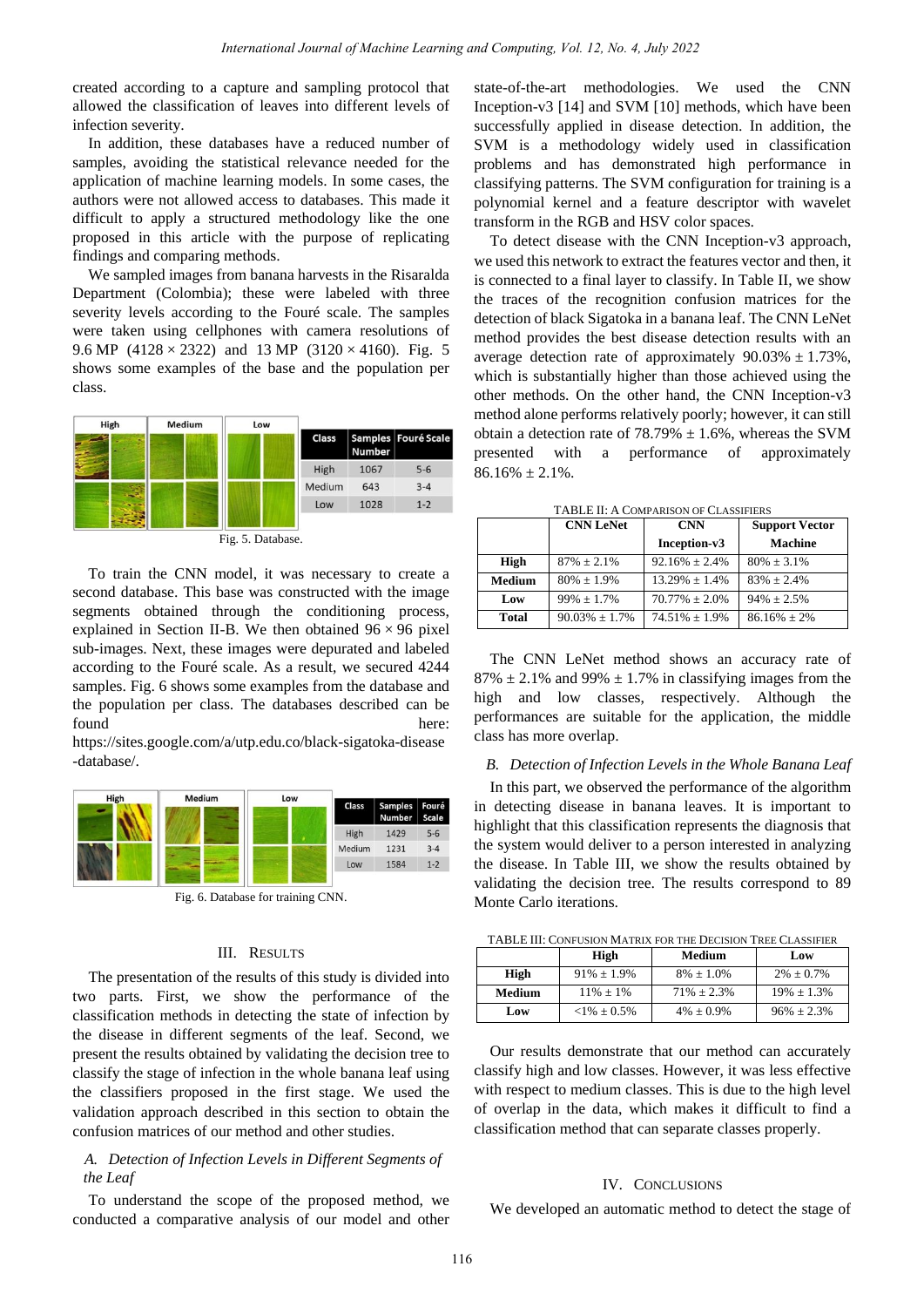created according to a capture and sampling protocol that allowed the classification of leaves into different levels of infection severity.

In addition, these databases have a reduced number of samples, avoiding the statistical relevance needed for the application of machine learning models. In some cases, the authors were not allowed access to databases. This made it difficult to apply a structured methodology like the one proposed in this article with the purpose of replicating findings and comparing methods.

We sampled images from banana harvests in the Risaralda Department (Colombia); these were labeled with three severity levels according to the Fouré scale. The samples were taken using cellphones with camera resolutions of 9.6 MP (4128 × 2322) and 13 MP (3120 × 4160). Fig. 5 shows some examples of the base and the population per class.

High Medium Low

| Class | Samples Number | Fouré Scale |
|---|---|---|
| High | 1067 | 5-6 |
| Medium | 643 | 3-4 |
| Low | 1028 | 1-2 |

Fig. 5. Database.

To train the CNN model, it was necessary to create a second database. This base was constructed with the image segments obtained through the conditioning process, explained in Section II-B. We then obtained 96 × 96 pixel sub-images. Next, these images were depurated and labeled according to the Fouré scale. As a result, we secured 4244 samples. Fig. 6 shows some examples from the database and the population per class. The databases described can be found here: https://sites.google.com/a/utp.edu.co/black-sigatoka-disease-database/.

High Medium Low

| Class | Samples Number | Fouré Scale |
|---|---|---|
| High | 1429 | 5-6 |
| Medium | 1231 | 3-4 |
| Low | 1584 | 1-2 |

Fig. 6. Database for training CNN.

## III. Results

The presentation of the results of this study is divided into two parts. First, we show the performance of the classification methods in detecting the state of infection by the disease in different segments of the leaf. Second, we present the results obtained by validating the decision tree to classify the stage of infection in the whole banana leaf using the classifiers proposed in the first stage. We used the validation approach described in this section to obtain the confusion matrices of our method and other studies.

### *A. Detection of Infection Levels in Different Segments of the Leaf*

To understand the scope of the proposed method, we conducted a comparative analysis of our model and other state-of-the-art methodologies. We used the CNN Inception-v3 [14] and SVM [10] methods, which have been successfully applied in disease detection. In addition, the SVM is a methodology widely used in classification problems and has demonstrated high performance in classifying patterns. The SVM configuration for training is a polynomial kernel and a feature descriptor with wavelet transform in the RGB and HSV color spaces.

To detect disease with the CNN Inception-v3 approach, we used this network to extract the features vector and then, it is connected to a final layer to classify. In Table II, we show the traces of the recognition confusion matrices for the detection of black Sigatoka in a banana leaf. The CNN LeNet method provides the best disease detection results with an average detection rate of approximately 90.03% ± 1.73%, which is substantially higher than those achieved using the other methods. On the other hand, the CNN Inception-v3 method alone performs relatively poorly; however, it can still obtain a detection rate of 78.79% ± 1.6%, whereas the SVM presented with a performance of approximately 86.16% ± 2.1%.

TABLE II: A Comparison of Classifiers

| | CNN LeNet | CNN Inception-v3 | Support Vector Machine |
|---|---|---|---|
| **High** | 87% ± 2.1% | 92.16% ± 2.4% | 80% ± 3.1% |
| **Medium** | 80% ± 1.9% | 13.29% ± 1.4% | 83% ± 2.4% |
| **Low** | 99% ± 1.7% | 70.77% ± 2.0% | 94% ± 2.5% |
| **Total** | 90.03% ± 1.7% | 74.51% ± 1.9% | 86.16% ± 2% |

The CNN LeNet method shows an accuracy rate of 87% ± 2.1% and 99% ± 1.7% in classifying images from the high and low classes, respectively. Although the performances are suitable for the application, the middle class has more overlap.

### *B. Detection of Infection Levels in the Whole Banana Leaf*

In this part, we observed the performance of the algorithm in detecting disease in banana leaves. It is important to highlight that this classification represents the diagnosis that the system would deliver to a person interested in analyzing the disease. In Table III, we show the results obtained by validating the decision tree. The results correspond to 89 Monte Carlo iterations.

TABLE III: Confusion Matrix for the Decision Tree Classifier

| | High | Medium | Low |
|---|---|---|---|
| **High** | 91% ± 1.9% | 8% ± 1.0% | 2% ± 0.7% |
| **Medium** | 11% ± 1% | 71% ± 2.3% | 19% ± 1.3% |
| **Low** | <1% ± 0.5% | 4% ± 0.9% | 96% ± 2.3% |

Our results demonstrate that our method can accurately classify high and low classes. However, it was less effective with respect to medium classes. This is due to the high level of overlap in the data, which makes it difficult to find a classification method that can separate classes properly.

## IV. Conclusions

We developed an automatic method to detect the stage of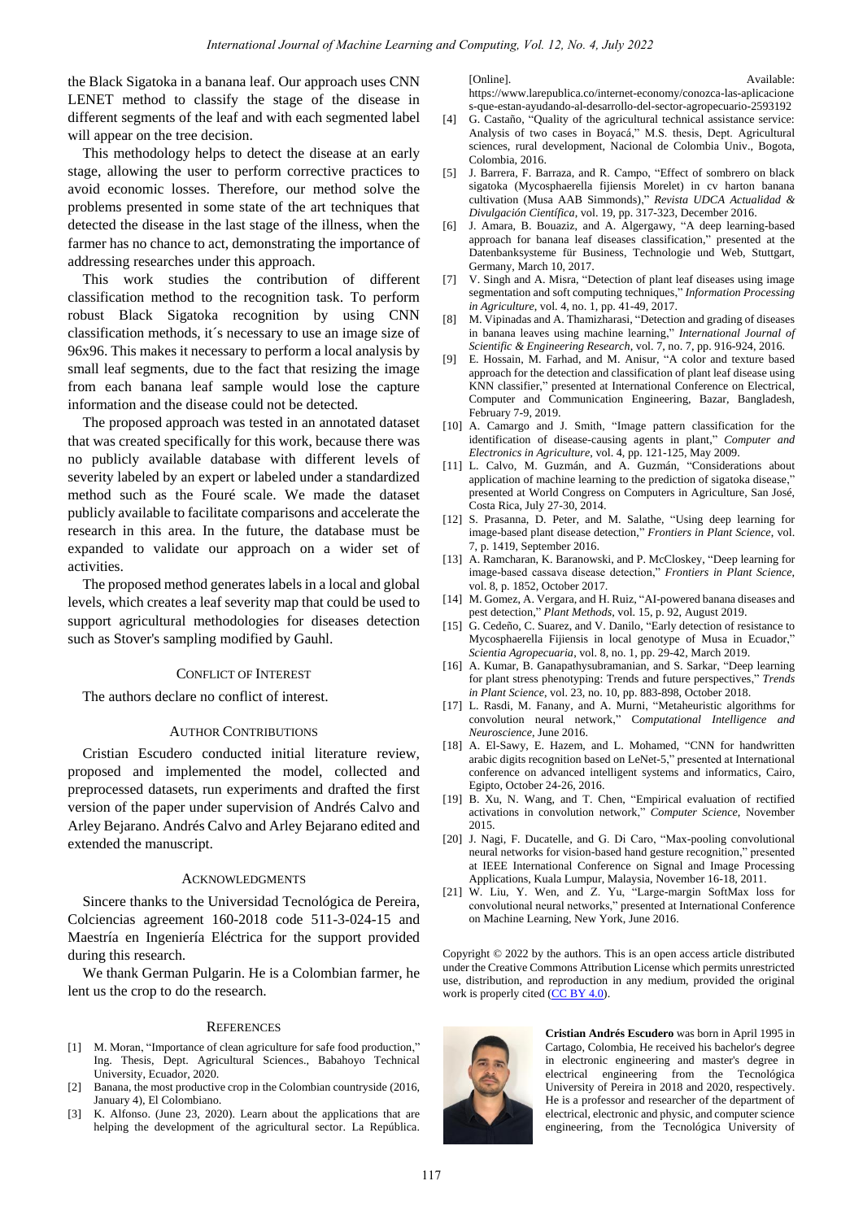the Black Sigatoka in a banana leaf. Our approach uses CNN LENET method to classify the stage of the disease in different segments of the leaf and with each segmented label will appear on the tree decision.

This methodology helps to detect the disease at an early stage, allowing the user to perform corrective practices to avoid economic losses. Therefore, our method solve the problems presented in some state of the art techniques that detected the disease in the last stage of the illness, when the farmer has no chance to act, demonstrating the importance of addressing researches under this approach.

This work studies the contribution of different classification method to the recognition task. To perform robust Black Sigatoka recognition by using CNN classification methods, it´s necessary to use an image size of 96x96. This makes it necessary to perform a local analysis by small leaf segments, due to the fact that resizing the image from each banana leaf sample would lose the capture information and the disease could not be detected.

The proposed approach was tested in an annotated dataset that was created specifically for this work, because there was no publicly available database with different levels of severity labeled by an expert or labeled under a standardized method such as the Fouré scale. We made the dataset publicly available to facilitate comparisons and accelerate the research in this area. In the future, the database must be expanded to validate our approach on a wider set of activities.

The proposed method generates labels in a local and global levels, which creates a leaf severity map that could be used to support agricultural methodologies for diseases detection such as Stover's sampling modified by Gauhl.

## Conflict of Interest

The authors declare no conflict of interest.

## Author Contributions

Cristian Escudero conducted initial literature review, proposed and implemented the model, collected and preprocessed datasets, run experiments and drafted the first version of the paper under supervision of Andrés Calvo and Arley Bejarano. Andrés Calvo and Arley Bejarano edited and extended the manuscript.

## Acknowledgments

Sincere thanks to the Universidad Tecnológica de Pereira, Colciencias agreement 160-2018 code 511-3-024-15 and Maestría en Ingeniería Eléctrica for the support provided during this research.

We thank German Pulgarin. He is a Colombian farmer, he lent us the crop to do the research.

## References

[1] M. Moran, "Importance of clean agriculture for safe food production," Ing. Thesis, Dept. Agricultural Sciences., Babahoyo Technical University, Ecuador, 2020.

[2] Banana, the most productive crop in the Colombian countryside (2016, January 4), El Colombiano.

[3] K. Alfonso. (June 23, 2020). Learn about the applications that are helping the development of the agricultural sector. La República. [Online]. Available: https://www.larepublica.co/internet-economy/conozca-las-aplicaciones-que-estan-ayudando-al-desarrollo-del-sector-agropecuario-2593192

[4] G. Castaño, "Quality of the agricultural technical assistance service: Analysis of two cases in Boyacá," M.S. thesis, Dept. Agricultural sciences, rural development, Nacional de Colombia Univ., Bogota, Colombia, 2016.

[5] J. Barrera, F. Barraza, and R. Campo, "Effect of sombrero on black sigatoka (Mycosphaerella fijiensis Morelet) in cv harton banana cultivation (Musa AAB Simmonds)," *Revista UDCA Actualidad & Divulgación Científica*, vol. 19, pp. 317-323, December 2016.

[6] J. Amara, B. Bouaziz, and A. Algergawy, "A deep learning-based approach for banana leaf diseases classification," presented at the Datenbanksysteme für Business, Technologie und Web, Stuttgart, Germany, March 10, 2017.

[7] V. Singh and A. Misra, "Detection of plant leaf diseases using image segmentation and soft computing techniques," *Information Processing in Agriculture*, vol. 4, no. 1, pp. 41-49, 2017.

[8] M. Vipinadas and A. Thamizharasi, "Detection and grading of diseases in banana leaves using machine learning," *International Journal of Scientific & Engineering Research*, vol. 7, no. 7, pp. 916-924, 2016.

[9] E. Hossain, M. Farhad, and M. Anisur, "A color and texture based approach for the detection and classification of plant leaf disease using KNN classifier," presented at International Conference on Electrical, Computer and Communication Engineering, Bazar, Bangladesh, February 7-9, 2019.

[10] A. Camargo and J. Smith, "Image pattern classification for the identification of disease-causing agents in plant," *Computer and Electronics in Agriculture*, vol. 4, pp. 121-125, May 2009.

[11] L. Calvo, M. Guzmán, and A. Guzmán, "Considerations about application of machine learning to the prediction of sigatoka disease," presented at World Congress on Computers in Agriculture, San José, Costa Rica, July 27-30, 2014.

[12] S. Prasanna, D. Peter, and M. Salathe, "Using deep learning for image-based plant disease detection," *Frontiers in Plant Science*, vol. 7, p. 1419, September 2016.

[13] A. Ramcharan, K. Baranowski, and P. McCloskey, "Deep learning for image-based cassava disease detection," *Frontiers in Plant Science*, vol. 8, p. 1852, October 2017.

[14] M. Gomez, A. Vergara, and H. Ruiz, "AI-powered banana diseases and pest detection," *Plant Methods*, vol. 15, p. 92, August 2019.

[15] G. Cedeño, C. Suarez, and V. Danilo, "Early detection of resistance to Mycosphaerella Fijiensis in local genotype of Musa in Ecuador," *Scientia Agropecuaria*, vol. 8, no. 1, pp. 29-42, March 2019.

[16] A. Kumar, B. Ganapathysubramanian, and S. Sarkar, "Deep learning for plant stress phenotyping: Trends and future perspectives," *Trends in Plant Science*, vol. 23, no. 10, pp. 883-898, October 2018.

[17] L. Rasdi, M. Fanany, and A. Murni, "Metaheuristic algorithms for convolution neural network," *Computational Intelligence and Neuroscience*, June 2016.

[18] A. El-Sawy, E. Hazem, and L. Mohamed, "CNN for handwritten arabic digits recognition based on LeNet-5," presented at International conference on advanced intelligent systems and informatics, Cairo, Egipto, October 24-26, 2016.

[19] B. Xu, N. Wang, and T. Chen, "Empirical evaluation of rectified activations in convolution network," *Computer Science*, November 2015.

[20] J. Nagi, F. Ducatelle, and G. Di Caro, "Max-pooling convolutional neural networks for vision-based hand gesture recognition," presented at IEEE International Conference on Signal and Image Processing Applications, Kuala Lumpur, Malaysia, November 16-18, 2011.

[21] W. Liu, Y. Wen, and Z. Yu, "Large-margin SoftMax loss for convolutional neural networks," presented at International Conference on Machine Learning, New York, June 2016.

Copyright © 2022 by the authors. This is an open access article distributed under the Creative Commons Attribution License which permits unrestricted use, distribution, and reproduction in any medium, provided the original work is properly cited (CC BY 4.0).

**Cristian Andrés Escudero** was born in April 1995 in Cartago, Colombia, He received his bachelor's degree in electronic engineering and master's degree in electrical engineering from the Tecnológica University of Pereira in 2018 and 2020, respectively. He is a professor and researcher of the department of electrical, electronic and physic, and computer science engineering, from the Tecnológica University of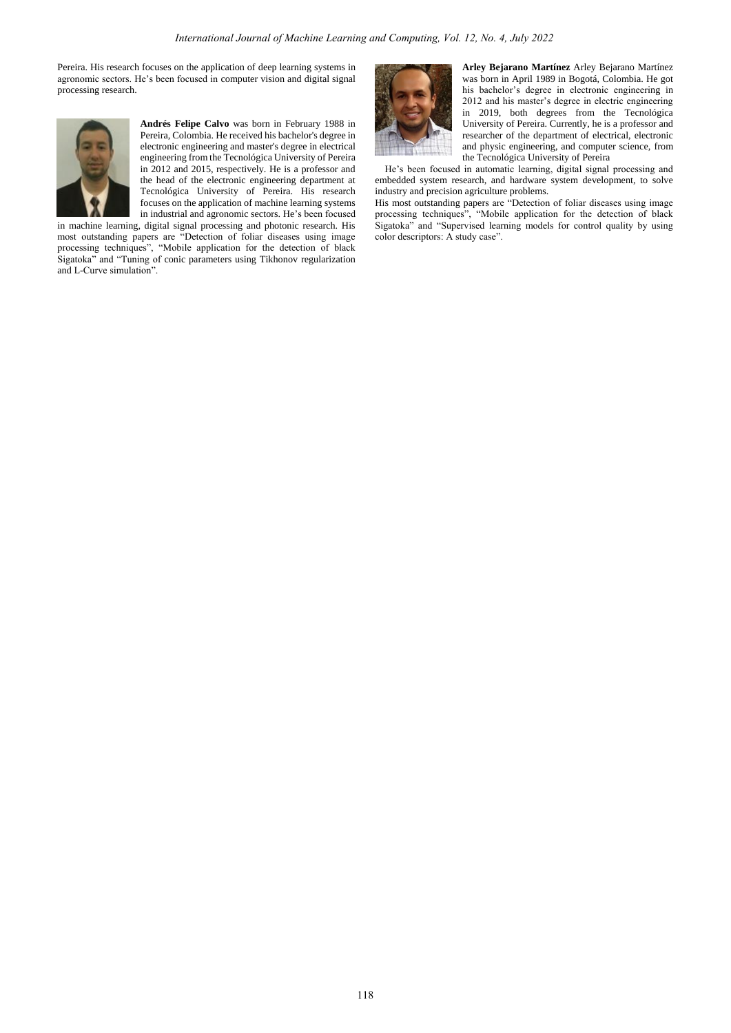Pereira. His research focuses on the application of deep learning systems in agronomic sectors. He's been focused in computer vision and digital signal processing research.

**Andrés Felipe Calvo** was born in February 1988 in Pereira, Colombia. He received his bachelor's degree in electronic engineering and master's degree in electrical engineering from the Tecnológica University of Pereira in 2012 and 2015, respectively. He is a professor and the head of the electronic engineering department at Tecnológica University of Pereira. His research focuses on the application of machine learning systems in industrial and agronomic sectors. He's been focused in machine learning, digital signal processing and photonic research. His most outstanding papers are "Detection of foliar diseases using image processing techniques", "Mobile application for the detection of black Sigatoka" and "Tuning of conic parameters using Tikhonov regularization and L-Curve simulation".

**Arley Bejarano Martínez** Arley Bejarano Martínez was born in April 1989 in Bogotá, Colombia. He got his bachelor's degree in electronic engineering in 2012 and his master's degree in electric engineering in 2019, both degrees from the Tecnológica University of Pereira. Currently, he is a professor and researcher of the department of electrical, electronic and physic engineering, and computer science, from the Tecnológica University of Pereira

He's been focused in automatic learning, digital signal processing and embedded system research, and hardware system development, to solve industry and precision agriculture problems.

His most outstanding papers are "Detection of foliar diseases using image processing techniques", "Mobile application for the detection of black Sigatoka" and "Supervised learning models for control quality by using color descriptors: A study case".